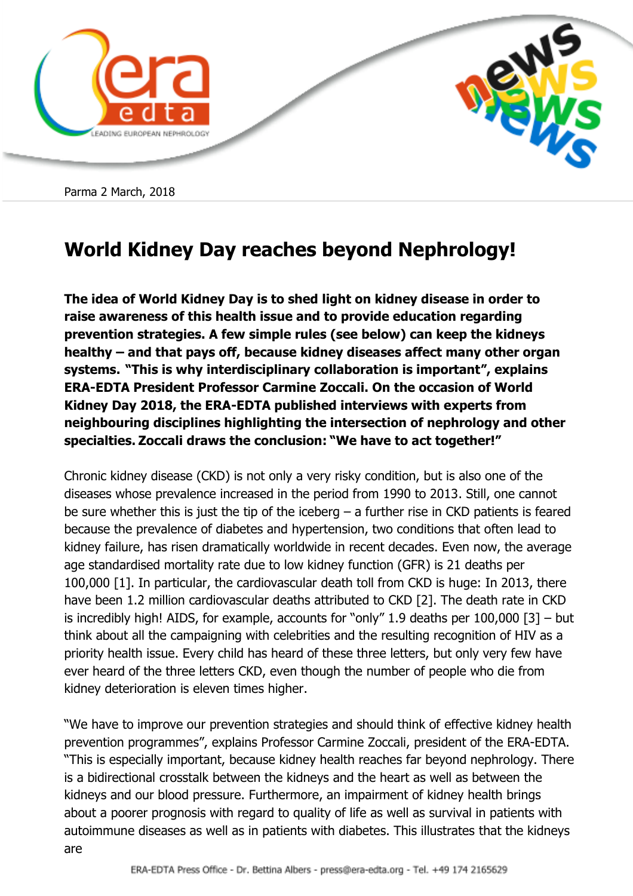Parma 2 March, 2018

# World Kidney Day reaches beyond Nephrology!

**The idea of World Kidney Day is to shed light on kidney disease in order to raise awareness of this health issue and to provide education regarding prevention strategies. A few simple rules (see below) can keep the kidneys healthy – and that pays off, because kidney diseases affect many other organ systems. "This is why interdisciplinary collaboration is important", explains ERA-EDTA President Professor Carmine Zoccali. On the occasion of World Kidney Day 2018, the ERA-EDTA published interviews with experts from neighbouring disciplines highlighting the intersection of nephrology and other specialties. Zoccali draws the conclusion: "We have to act together!"**

Chronic kidney disease (CKD) is not only a very risky condition, but is also one of the diseases whose prevalence increased in the period from 1990 to 2013. Still, one cannot be sure whether this is just the tip of the iceberg – a further rise in CKD patients is feared because the prevalence of diabetes and hypertension, two conditions that often lead to kidney failure, has risen dramatically worldwide in recent decades. Even now, the average age standardised mortality rate due to low kidney function (GFR) is 21 deaths per 100,000 [1]. In particular, the cardiovascular death toll from CKD is huge: In 2013, there have been 1.2 million cardiovascular deaths attributed to CKD [2]. The death rate in CKD is incredibly high! AIDS, for example, accounts for "only" 1.9 deaths per 100,000 [3] – but think about all the campaigning with celebrities and the resulting recognition of HIV as a priority health issue. Every child has heard of these three letters, but only very few have ever heard of the three letters CKD, even though the number of people who die from kidney deterioration is eleven times higher.

"We have to improve our prevention strategies and should think of effective kidney health prevention programmes", explains Professor Carmine Zoccali, president of the ERA-EDTA. "This is especially important, because kidney health reaches far beyond nephrology. There is a bidirectional crosstalk between the kidneys and the heart as well as between the kidneys and our blood pressure. Furthermore, an impairment of kidney health brings about a poorer prognosis with regard to quality of life as well as survival in patients with autoimmune diseases as well as in patients with diabetes. This illustrates that the kidneys are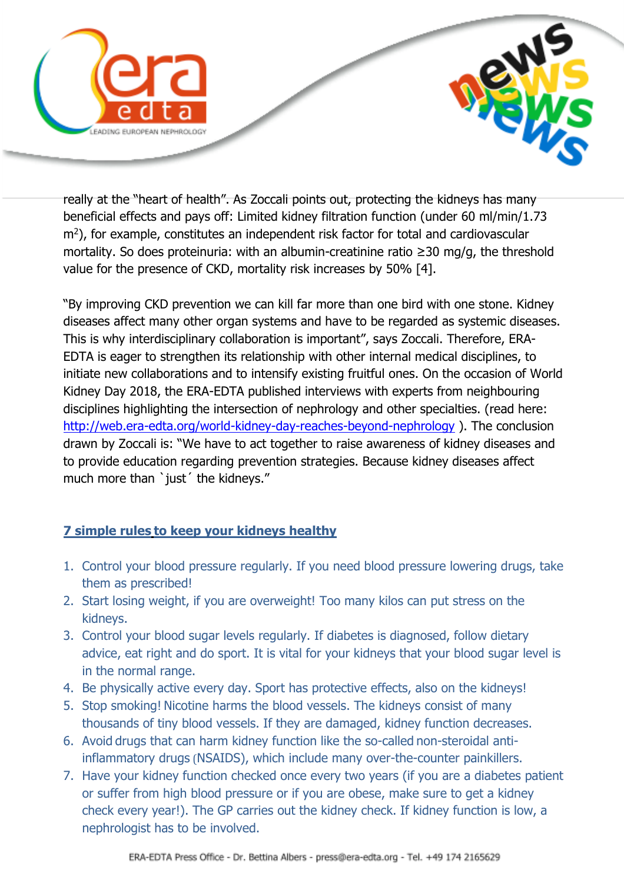really at the "heart of health". As Zoccali points out, protecting the kidneys has many beneficial effects and pays off: Limited kidney filtration function (under 60 ml/min/1.73 $m^2$), for example, constitutes an independent risk factor for total and cardiovascular mortality. So does proteinuria: with an albumin-creatinine ratio ≥30 mg/g, the threshold value for the presence of CKD, mortality risk increases by 50% [4].

"By improving CKD prevention we can kill far more than one bird with one stone. Kidney diseases affect many other organ systems and have to be regarded as systemic diseases. This is why interdisciplinary collaboration is important", says Zoccali. Therefore, ERA-EDTA is eager to strengthen its relationship with other internal medical disciplines, to initiate new collaborations and to intensify existing fruitful ones. On the occasion of World Kidney Day 2018, the ERA-EDTA published interviews with experts from neighbouring disciplines highlighting the intersection of nephrology and other specialties. (read here: http://web.era-edta.org/world-kidney-day-reaches-beyond-nephrology ). The conclusion drawn by Zoccali is: "We have to act together to raise awareness of kidney diseases and to provide education regarding prevention strategies. Because kidney diseases affect much more than `just´ the kidneys."

## 7 simple rules to keep your kidneys healthy

1. Control your blood pressure regularly. If you need blood pressure lowering drugs, take them as prescribed!
2. Start losing weight, if you are overweight! Too many kilos can put stress on the kidneys.
3. Control your blood sugar levels regularly. If diabetes is diagnosed, follow dietary advice, eat right and do sport. It is vital for your kidneys that your blood sugar level is in the normal range.
4. Be physically active every day. Sport has protective effects, also on the kidneys!
5. Stop smoking! Nicotine harms the blood vessels. The kidneys consist of many thousands of tiny blood vessels. If they are damaged, kidney function decreases.
6. Avoid drugs that can harm kidney function like the so-called non-steroidal anti-inflammatory drugs (NSAIDS), which include many over-the-counter painkillers.
7. Have your kidney function checked once every two years (if you are a diabetes patient or suffer from high blood pressure or if you are obese, make sure to get a kidney check every year!). The GP carries out the kidney check. If kidney function is low, a nephrologist has to be involved.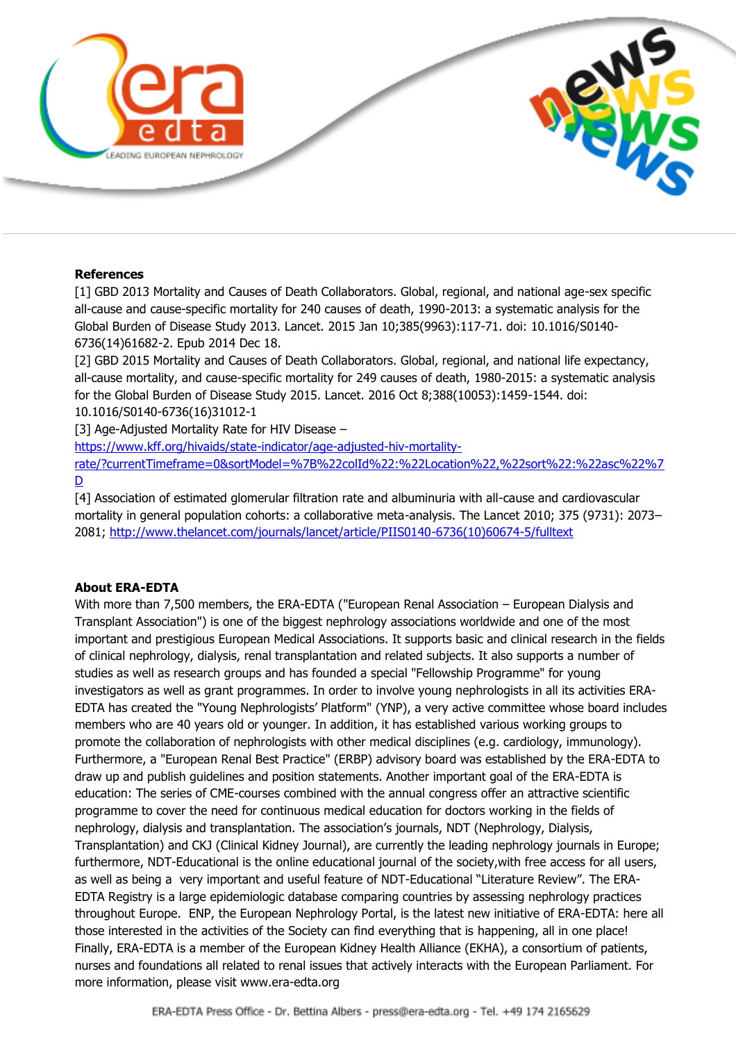**References**

[1] GBD 2013 Mortality and Causes of Death Collaborators. Global, regional, and national age-sex specific all-cause and cause-specific mortality for 240 causes of death, 1990-2013: a systematic analysis for the Global Burden of Disease Study 2013. Lancet. 2015 Jan 10;385(9963):117-71. doi: 10.1016/S0140-6736(14)61682-2. Epub 2014 Dec 18.

[2] GBD 2015 Mortality and Causes of Death Collaborators. Global, regional, and national life expectancy, all-cause mortality, and cause-specific mortality for 249 causes of death, 1980-2015: a systematic analysis for the Global Burden of Disease Study 2015. Lancet. 2016 Oct 8;388(10053):1459-1544. doi: 10.1016/S0140-6736(16)31012-1

[3] Age-Adjusted Mortality Rate for HIV Disease – https://www.kff.org/hivaids/state-indicator/age-adjusted-hiv-mortality-rate/?currentTimeframe=0&sortModel=%7B%22colId%22:%22Location%22,%22sort%22:%22asc%22%7D

[4] Association of estimated glomerular filtration rate and albuminuria with all-cause and cardiovascular mortality in general population cohorts: a collaborative meta-analysis. The Lancet 2010; 375 (9731): 2073–2081; http://www.thelancet.com/journals/lancet/article/PIIS0140-6736(10)60674-5/fulltext

**About ERA-EDTA**

With more than 7,500 members, the ERA-EDTA ("European Renal Association – European Dialysis and Transplant Association") is one of the biggest nephrology associations worldwide and one of the most important and prestigious European Medical Associations. It supports basic and clinical research in the fields of clinical nephrology, dialysis, renal transplantation and related subjects. It also supports a number of studies as well as research groups and has founded a special "Fellowship Programme" for young investigators as well as grant programmes. In order to involve young nephrologists in all its activities ERA-EDTA has created the "Young Nephrologists' Platform" (YNP), a very active committee whose board includes members who are 40 years old or younger. In addition, it has established various working groups to promote the collaboration of nephrologists with other medical disciplines (e.g. cardiology, immunology). Furthermore, a "European Renal Best Practice" (ERBP) advisory board was established by the ERA-EDTA to draw up and publish guidelines and position statements. Another important goal of the ERA-EDTA is education: The series of CME-courses combined with the annual congress offer an attractive scientific programme to cover the need for continuous medical education for doctors working in the fields of nephrology, dialysis and transplantation. The association's journals, NDT (Nephrology, Dialysis, Transplantation) and CKJ (Clinical Kidney Journal), are currently the leading nephrology journals in Europe; furthermore, NDT-Educational is the online educational journal of the society,with free access for all users, as well as being a very important and useful feature of NDT-Educational "Literature Review". The ERA-EDTA Registry is a large epidemiologic database comparing countries by assessing nephrology practices throughout Europe. ENP, the European Nephrology Portal, is the latest new initiative of ERA-EDTA: here all those interested in the activities of the Society can find everything that is happening, all in one place! Finally, ERA-EDTA is a member of the European Kidney Health Alliance (EKHA), a consortium of patients, nurses and foundations all related to renal issues that actively interacts with the European Parliament. For more information, please visit www.era-edta.org